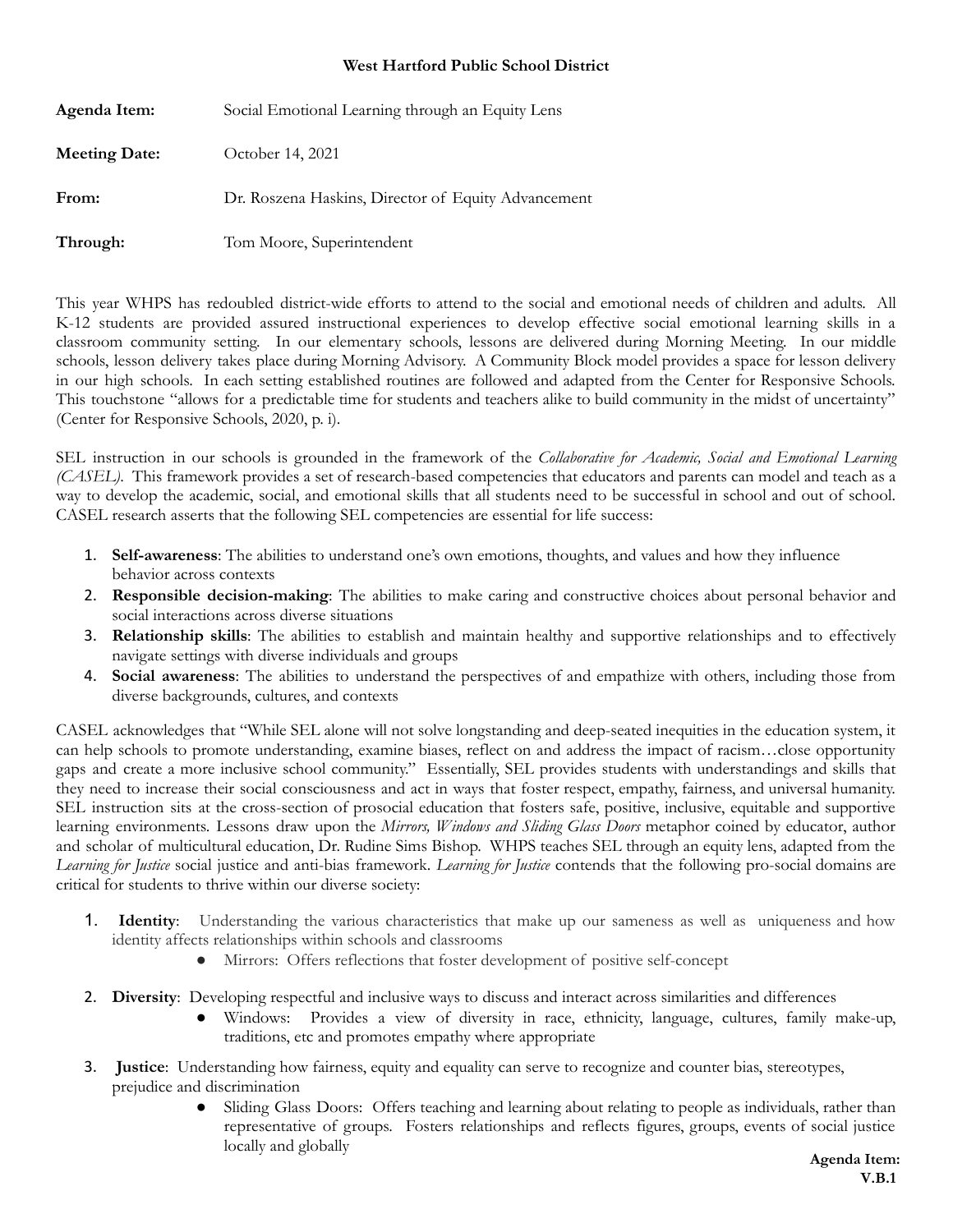**West Hartford Public School District**

**Agenda Item:** Social Emotional Learning through an Equity Lens

**Meeting Date:** October 14, 2021

**From:** Dr. Roszena Haskins, Director of Equity Advancement

**Through:** Tom Moore, Superintendent

This year WHPS has redoubled district-wide efforts to attend to the social and emotional needs of children and adults. All K-12 students are provided assured instructional experiences to develop effective social emotional learning skills in a classroom community setting. In our elementary schools, lessons are delivered during Morning Meeting. In our middle schools, lesson delivery takes place during Morning Advisory. A Community Block model provides a space for lesson delivery in our high schools. In each setting established routines are followed and adapted from the Center for Responsive Schools. This touchstone "allows for a predictable time for students and teachers alike to build community in the midst of uncertainty" (Center for Responsive Schools, 2020, p. i).

SEL instruction in our schools is grounded in the framework of the *Collaborative for Academic, Social and Emotional Learning (CASEL).* This framework provides a set of research-based competencies that educators and parents can model and teach as a way to develop the academic, social, and emotional skills that all students need to be successful in school and out of school. CASEL research asserts that the following SEL competencies are essential for life success:

1. **Self-awareness**: The abilities to understand one's own emotions, thoughts, and values and how they influence behavior across contexts
2. **Responsible decision-making**: The abilities to make caring and constructive choices about personal behavior and social interactions across diverse situations
3. **Relationship skills**: The abilities to establish and maintain healthy and supportive relationships and to effectively navigate settings with diverse individuals and groups
4. **Social awareness**: The abilities to understand the perspectives of and empathize with others, including those from diverse backgrounds, cultures, and contexts

CASEL acknowledges that "While SEL alone will not solve longstanding and deep-seated inequities in the education system, it can help schools to promote understanding, examine biases, reflect on and address the impact of racism…close opportunity gaps and create a more inclusive school community." Essentially, SEL provides students with understandings and skills that they need to increase their social consciousness and act in ways that foster respect, empathy, fairness, and universal humanity. SEL instruction sits at the cross-section of prosocial education that fosters safe, positive, inclusive, equitable and supportive learning environments. Lessons draw upon the *Mirrors, Windows and Sliding Glass Doors* metaphor coined by educator, author and scholar of multicultural education, Dr. Rudine Sims Bishop. WHPS teaches SEL through an equity lens, adapted from the *Learning for Justice* social justice and anti-bias framework. *Learning for Justice* contends that the following pro-social domains are critical for students to thrive within our diverse society:

1. **Identity**: Understanding the various characteristics that make up our sameness as well as uniqueness and how identity affects relationships within schools and classrooms
   - Mirrors: Offers reflections that foster development of positive self-concept
2. **Diversity**: Developing respectful and inclusive ways to discuss and interact across similarities and differences
   - Windows: Provides a view of diversity in race, ethnicity, language, cultures, family make-up, traditions, etc and promotes empathy where appropriate
3. **Justice**: Understanding how fairness, equity and equality can serve to recognize and counter bias, stereotypes, prejudice and discrimination
   - Sliding Glass Doors: Offers teaching and learning about relating to people as individuals, rather than representative of groups. Fosters relationships and reflects figures, groups, events of social justice locally and globally

**Agenda Item: V.B.1**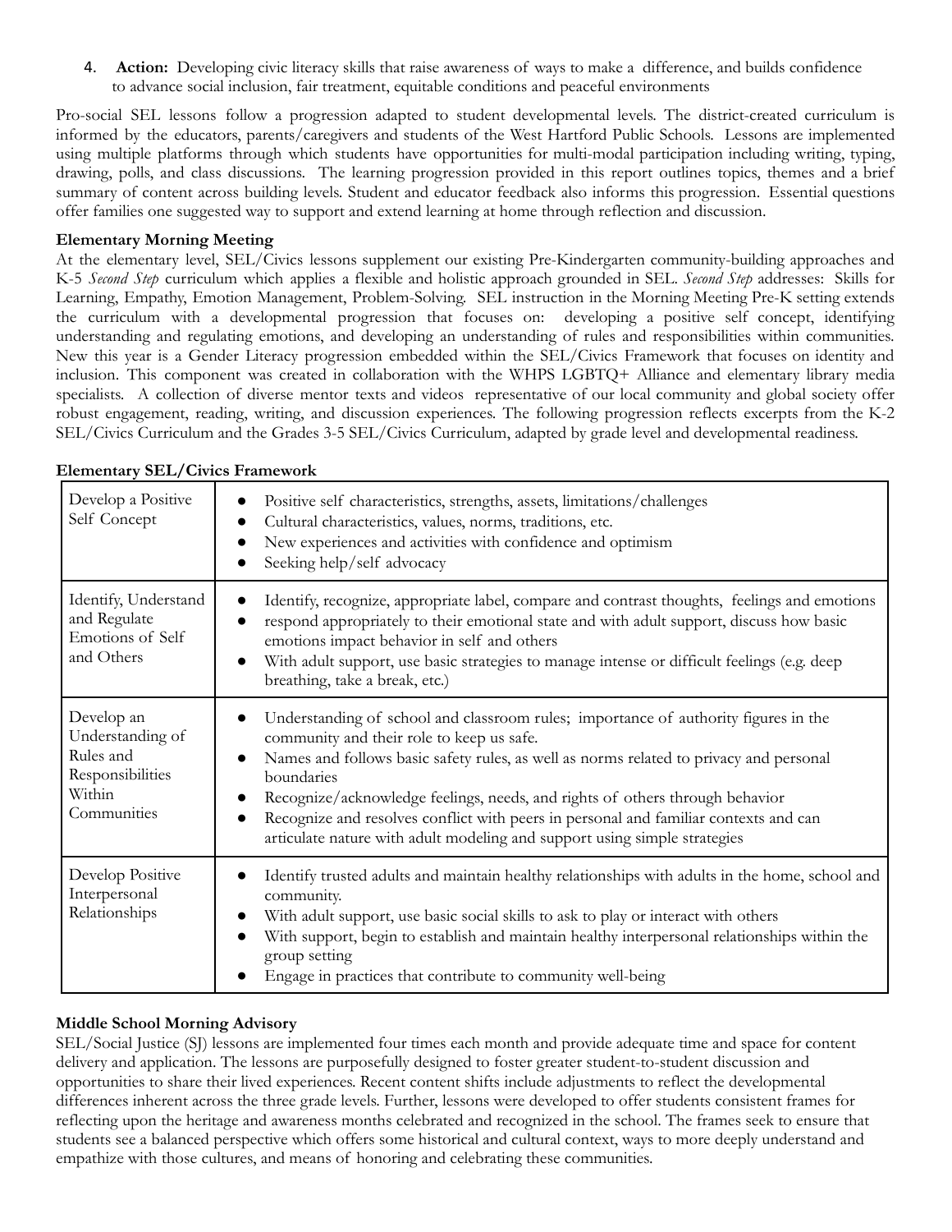4. **Action:** Developing civic literacy skills that raise awareness of ways to make a difference, and builds confidence to advance social inclusion, fair treatment, equitable conditions and peaceful environments

Pro-social SEL lessons follow a progression adapted to student developmental levels. The district-created curriculum is informed by the educators, parents/caregivers and students of the West Hartford Public Schools. Lessons are implemented using multiple platforms through which students have opportunities for multi-modal participation including writing, typing, drawing, polls, and class discussions. The learning progression provided in this report outlines topics, themes and a brief summary of content across building levels. Student and educator feedback also informs this progression. Essential questions offer families one suggested way to support and extend learning at home through reflection and discussion.

**Elementary Morning Meeting**

At the elementary level, SEL/Civics lessons supplement our existing Pre-Kindergarten community-building approaches and K-5 *Second Step* curriculum which applies a flexible and holistic approach grounded in SEL. *Second Step* addresses: Skills for Learning, Empathy, Emotion Management, Problem-Solving. SEL instruction in the Morning Meeting Pre-K setting extends the curriculum with a developmental progression that focuses on: developing a positive self concept, identifying understanding and regulating emotions, and developing an understanding of rules and responsibilities within communities. New this year is a Gender Literacy progression embedded within the SEL/Civics Framework that focuses on identity and inclusion. This component was created in collaboration with the WHPS LGBTQ+ Alliance and elementary library media specialists. A collection of diverse mentor texts and videos representative of our local community and global society offer robust engagement, reading, writing, and discussion experiences. The following progression reflects excerpts from the K-2 SEL/Civics Curriculum and the Grades 3-5 SEL/Civics Curriculum, adapted by grade level and developmental readiness.

**Elementary SEL/Civics Framework**

| | |
|---|---|
| Develop a Positive Self Concept | • Positive self characteristics, strengths, assets, limitations/challenges<br>• Cultural characteristics, values, norms, traditions, etc.<br>• New experiences and activities with confidence and optimism<br>• Seeking help/self advocacy |
| Identify, Understand and Regulate Emotions of Self and Others | • Identify, recognize, appropriate label, compare and contrast thoughts, feelings and emotions<br>• respond appropriately to their emotional state and with adult support, discuss how basic emotions impact behavior in self and others<br>• With adult support, use basic strategies to manage intense or difficult feelings (e.g. deep breathing, take a break, etc.) |
| Develop an Understanding of Rules and Responsibilities Within Communities | • Understanding of school and classroom rules; importance of authority figures in the community and their role to keep us safe.<br>• Names and follows basic safety rules, as well as norms related to privacy and personal boundaries<br>• Recognize/acknowledge feelings, needs, and rights of others through behavior<br>• Recognize and resolves conflict with peers in personal and familiar contexts and can articulate nature with adult modeling and support using simple strategies |
| Develop Positive Interpersonal Relationships | • Identify trusted adults and maintain healthy relationships with adults in the home, school and community.<br>• With adult support, use basic social skills to ask to play or interact with others<br>• With support, begin to establish and maintain healthy interpersonal relationships within the group setting<br>• Engage in practices that contribute to community well-being |

**Middle School Morning Advisory**

SEL/Social Justice (SJ) lessons are implemented four times each month and provide adequate time and space for content delivery and application. The lessons are purposefully designed to foster greater student-to-student discussion and opportunities to share their lived experiences. Recent content shifts include adjustments to reflect the developmental differences inherent across the three grade levels. Further, lessons were developed to offer students consistent frames for reflecting upon the heritage and awareness months celebrated and recognized in the school. The frames seek to ensure that students see a balanced perspective which offers some historical and cultural context, ways to more deeply understand and empathize with those cultures, and means of honoring and celebrating these communities.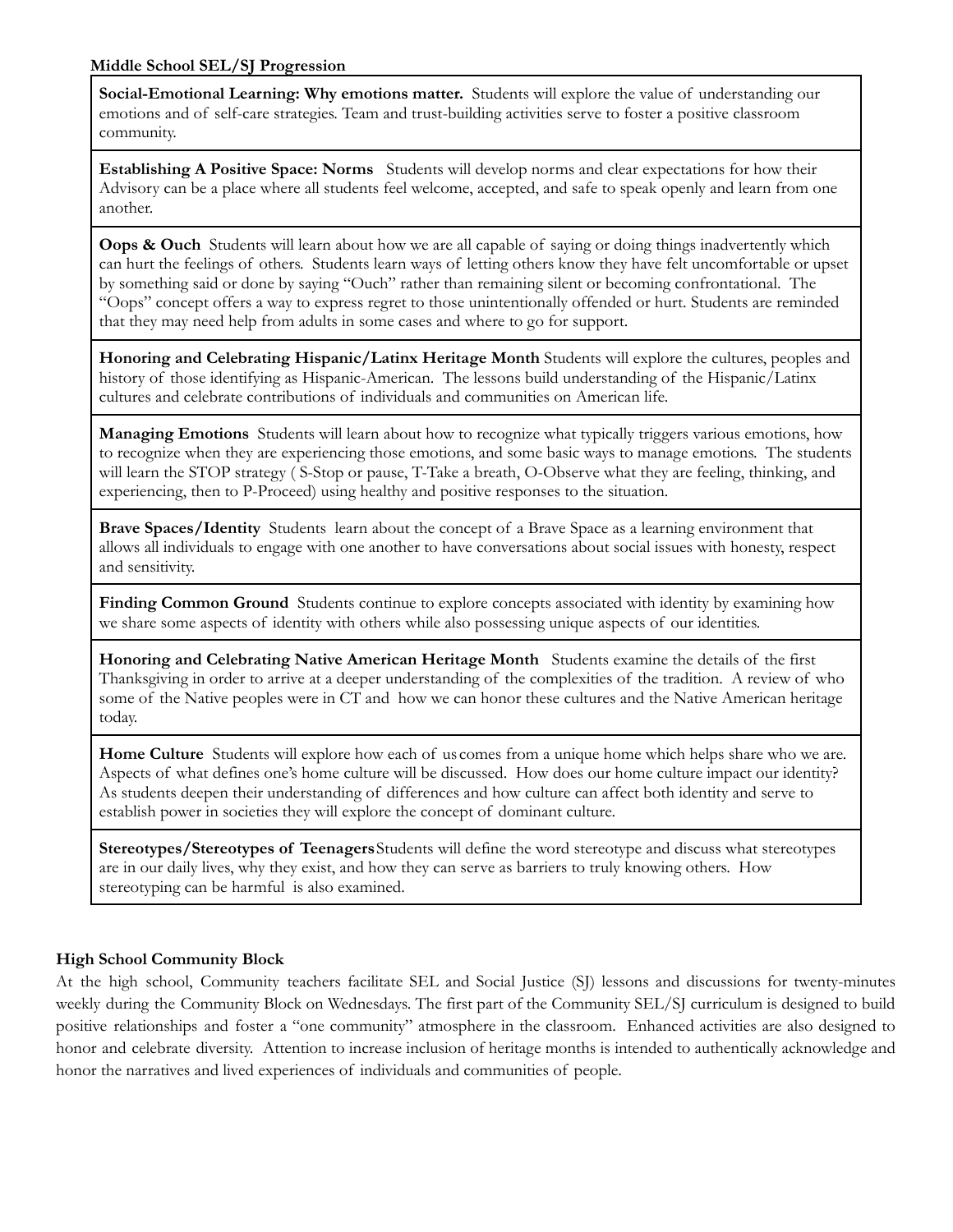**Middle School SEL/SJ Progression**

**Social-Emotional Learning: Why emotions matter.** Students will explore the value of understanding our emotions and of self-care strategies. Team and trust-building activities serve to foster a positive classroom community.

**Establishing A Positive Space: Norms** Students will develop norms and clear expectations for how their Advisory can be a place where all students feel welcome, accepted, and safe to speak openly and learn from one another.

**Oops & Ouch** Students will learn about how we are all capable of saying or doing things inadvertently which can hurt the feelings of others. Students learn ways of letting others know they have felt uncomfortable or upset by something said or done by saying "Ouch" rather than remaining silent or becoming confrontational. The "Oops" concept offers a way to express regret to those unintentionally offended or hurt. Students are reminded that they may need help from adults in some cases and where to go for support.

**Honoring and Celebrating Hispanic/Latinx Heritage Month** Students will explore the cultures, peoples and history of those identifying as Hispanic-American. The lessons build understanding of the Hispanic/Latinx cultures and celebrate contributions of individuals and communities on American life.

**Managing Emotions** Students will learn about how to recognize what typically triggers various emotions, how to recognize when they are experiencing those emotions, and some basic ways to manage emotions. The students will learn the STOP strategy ( S-Stop or pause, T-Take a breath, O-Observe what they are feeling, thinking, and experiencing, then to P-Proceed) using healthy and positive responses to the situation.

**Brave Spaces/Identity** Students learn about the concept of a Brave Space as a learning environment that allows all individuals to engage with one another to have conversations about social issues with honesty, respect and sensitivity.

**Finding Common Ground** Students continue to explore concepts associated with identity by examining how we share some aspects of identity with others while also possessing unique aspects of our identities.

**Honoring and Celebrating Native American Heritage Month** Students examine the details of the first Thanksgiving in order to arrive at a deeper understanding of the complexities of the tradition. A review of who some of the Native peoples were in CT and how we can honor these cultures and the Native American heritage today.

**Home Culture** Students will explore how each of us comes from a unique home which helps share who we are. Aspects of what defines one's home culture will be discussed. How does our home culture impact our identity? As students deepen their understanding of differences and how culture can affect both identity and serve to establish power in societies they will explore the concept of dominant culture.

**Stereotypes/Stereotypes of Teenagers** Students will define the word stereotype and discuss what stereotypes are in our daily lives, why they exist, and how they can serve as barriers to truly knowing others. How stereotyping can be harmful is also examined.

**High School Community Block**

At the high school, Community teachers facilitate SEL and Social Justice (SJ) lessons and discussions for twenty-minutes weekly during the Community Block on Wednesdays. The first part of the Community SEL/SJ curriculum is designed to build positive relationships and foster a "one community" atmosphere in the classroom. Enhanced activities are also designed to honor and celebrate diversity. Attention to increase inclusion of heritage months is intended to authentically acknowledge and honor the narratives and lived experiences of individuals and communities of people.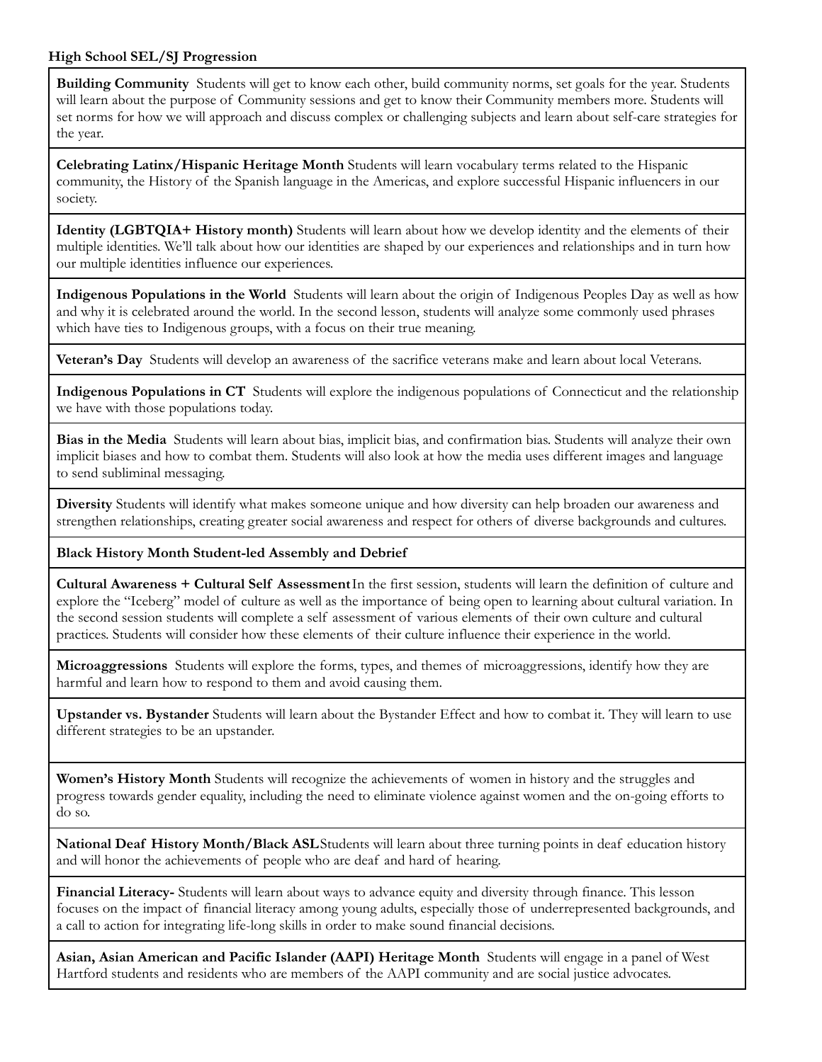**High School SEL/SJ Progression**

**Building Community** Students will get to know each other, build community norms, set goals for the year. Students will learn about the purpose of Community sessions and get to know their Community members more. Students will set norms for how we will approach and discuss complex or challenging subjects and learn about self-care strategies for the year.

**Celebrating Latinx/Hispanic Heritage Month** Students will learn vocabulary terms related to the Hispanic community, the History of the Spanish language in the Americas, and explore successful Hispanic influencers in our society.

**Identity (LGBTQIA+ History month)** Students will learn about how we develop identity and the elements of their multiple identities. We'll talk about how our identities are shaped by our experiences and relationships and in turn how our multiple identities influence our experiences.

**Indigenous Populations in the World** Students will learn about the origin of Indigenous Peoples Day as well as how and why it is celebrated around the world. In the second lesson, students will analyze some commonly used phrases which have ties to Indigenous groups, with a focus on their true meaning.

**Veteran's Day** Students will develop an awareness of the sacrifice veterans make and learn about local Veterans.

**Indigenous Populations in CT** Students will explore the indigenous populations of Connecticut and the relationship we have with those populations today.

**Bias in the Media** Students will learn about bias, implicit bias, and confirmation bias. Students will analyze their own implicit biases and how to combat them. Students will also look at how the media uses different images and language to send subliminal messaging.

**Diversity** Students will identify what makes someone unique and how diversity can help broaden our awareness and strengthen relationships, creating greater social awareness and respect for others of diverse backgrounds and cultures.

**Black History Month Student-led Assembly and Debrief**

**Cultural Awareness + Cultural Self Assessment** In the first session, students will learn the definition of culture and explore the "Iceberg" model of culture as well as the importance of being open to learning about cultural variation. In the second session students will complete a self assessment of various elements of their own culture and cultural practices. Students will consider how these elements of their culture influence their experience in the world.

**Microaggressions** Students will explore the forms, types, and themes of microaggressions, identify how they are harmful and learn how to respond to them and avoid causing them.

**Upstander vs. Bystander** Students will learn about the Bystander Effect and how to combat it. They will learn to use different strategies to be an upstander.

**Women's History Month** Students will recognize the achievements of women in history and the struggles and progress towards gender equality, including the need to eliminate violence against women and the on-going efforts to do so.

**National Deaf History Month/Black ASL** Students will learn about three turning points in deaf education history and will honor the achievements of people who are deaf and hard of hearing.

**Financial Literacy-** Students will learn about ways to advance equity and diversity through finance. This lesson focuses on the impact of financial literacy among young adults, especially those of underrepresented backgrounds, and a call to action for integrating life-long skills in order to make sound financial decisions.

**Asian, Asian American and Pacific Islander (AAPI) Heritage Month** Students will engage in a panel of West Hartford students and residents who are members of the AAPI community and are social justice advocates.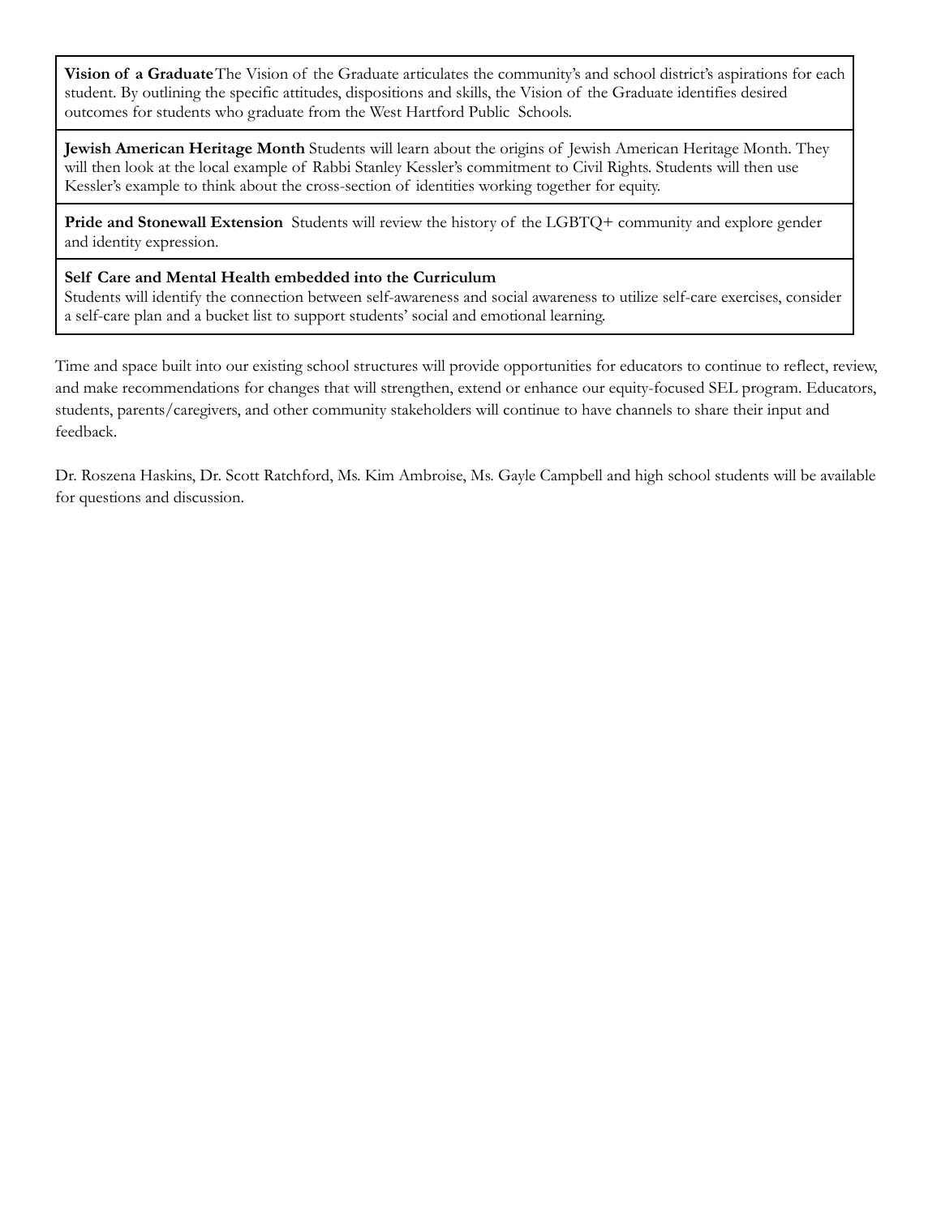| | |
|---|---|
| **Vision of a Graduate** The Vision of the Graduate articulates the community's and school district's aspirations for each student. By outlining the specific attitudes, dispositions and skills, the Vision of the Graduate identifies desired outcomes for students who graduate from the West Hartford Public Schools. | |
| **Jewish American Heritage Month** Students will learn about the origins of Jewish American Heritage Month. They will then look at the local example of Rabbi Stanley Kessler's commitment to Civil Rights. Students will then use Kessler's example to think about the cross-section of identities working together for equity. | |
| **Pride and Stonewall Extension** Students will review the history of the LGBTQ+ community and explore gender and identity expression. | |
| **Self Care and Mental Health embedded into the Curriculum** Students will identify the connection between self-awareness and social awareness to utilize self-care exercises, consider a self-care plan and a bucket list to support students' social and emotional learning. | |

Time and space built into our existing school structures will provide opportunities for educators to continue to reflect, review, and make recommendations for changes that will strengthen, extend or enhance our equity-focused SEL program. Educators, students, parents/caregivers, and other community stakeholders will continue to have channels to share their input and feedback.

Dr. Roszena Haskins, Dr. Scott Ratchford, Ms. Kim Ambroise, Ms. Gayle Campbell and high school students will be available for questions and discussion.